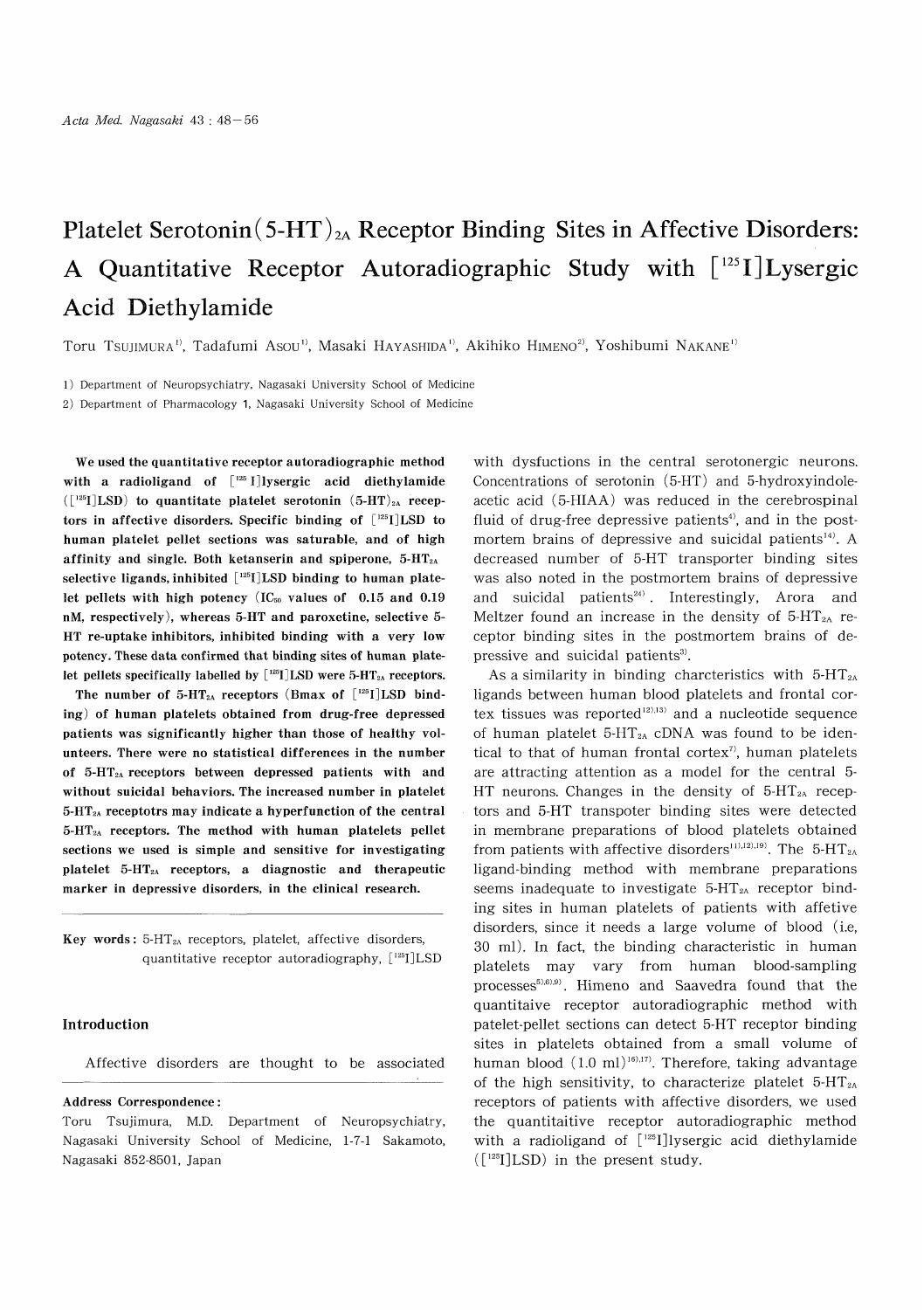# Platelet Serotonin(5-HT)$_{2A}$ Receptor Binding Sites in Affective Disorders: A Quantitative Receptor Autoradiographic Study with [$^{125}$I]Lysergic Acid Diethylamide

Toru TSUJIMURA[1], Tadafumi ASOU[1], Masaki HAYASHIDA[1], Akihiko HIMENO[2], Yoshibumi NAKANE[1]

1) Department of Neuropsychiatry, Nagasaki University School of Medicine

2) Department of Pharmacology 1, Nagasaki University School of Medicine

**We used the quantitative receptor autoradiographic method with a radioligand of [$^{125}$I]lysergic acid diethylamide ([$^{125}$I]LSD) to quantitate platelet serotonin (5-HT)$_{2A}$ receptors in affective disorders. Specific binding of [$^{125}$I]LSD to human platelet pellet sections was saturable, and of high affinity and single. Both ketanserin and spiperone, 5-HT$_{2A}$ selective ligands, inhibited [$^{125}$I]LSD binding to human platelet pellets with high potency (IC$_{50}$ values of 0.15 and 0.19 nM, respectively), whereas 5-HT and paroxetine, selective 5-HT re-uptake inhibitors, inhibited binding with a very low potency. These data confirmed that binding sites of human platelet pellets specifically labelled by [$^{125}$I]LSD were 5-HT$_{2A}$ receptors.**

**The number of 5-HT$_{2A}$ receptors (Bmax of [$^{125}$I]LSD binding) of human platelets obtained from drug-free depressed patients was significantly higher than those of healthy volunteers. There were no statistical differences in the number of 5-HT$_{2A}$ receptors between depressed patients with and without suicidal behaviors. The increased number in platelet 5-HT$_{2A}$ receptotrs may indicate a hyperfunction of the central 5-HT$_{2A}$ receptors. The method with human platelets pellet sections we used is simple and sensitive for investigating platelet 5-HT$_{2A}$ receptors, a diagnostic and therapeutic marker in depressive disorders, in the clinical research.**

**Key words:** 5-HT$_{2A}$ receptors, platelet, affective disorders, quantitative receptor autoradiography, [$^{125}$I]LSD

**Address Correspondence:**
Toru Tsujimura, M.D. Department of Neuropsychiatry, Nagasaki University School of Medicine, 1-7-1 Sakamoto, Nagasaki 852-8501, Japan

## Introduction

Affective disorders are thought to be associated with dysfunctions in the central serotonergic neurons. Concentrations of serotonin (5-HT) and 5-hydroxyindoleacetic acid (5-HIAA) was reduced in the cerebrospinal fluid of drug-free depressive patients[4], and in the postmortem brains of depressive and suicidal patients[14]. A decreased number of 5-HT transporter binding sites was also noted in the postmortem brains of depressive and suicidal patients[24]. Interestingly, Arora and Meltzer found an increase in the density of 5-HT$_{2A}$ receptor binding sites in the postmortem brains of depressive and suicidal patients[3].

As a similarity in binding charcteristics with 5-HT$_{2A}$ ligands between human blood platelets and frontal cortex tissues was reported[12),13] and a nucleotide sequence of human platelet 5-HT$_{2A}$ cDNA was found to be identical to that of human frontal cortex[7], human platelets are attracting attention as a model for the central 5-HT neurons. Changes in the density of 5-HT$_{2A}$ receptors and 5-HT transpoter binding sites were detected in membrane preparations of blood platelets obtained from patients with affective disorders[11),12),19]. The 5-HT$_{2A}$ ligand-binding method with membrane preparations seems inadequate to investigate 5-HT$_{2A}$ receptor binding sites in human platelets of patients with affetive disorders, since it needs a large volume of blood (i.e, 30 ml). In fact, the binding characteristic in human platelets may vary from human blood-sampling processes[5),6),9]. Himeno and Saavedra found that the quantitaive receptor autoradiographic method with patelet-pellet sections can detect 5-HT receptor binding sites in platelets obtained from a small volume of human blood (1.0 ml)[16),17]. Therefore, taking advantage of the high sensitivity, to characterize platelet 5-HT$_{2A}$ receptors of patients with affective disorders, we used the quantitaitive receptor autoradiographic method with a radioligand of [$^{125}$I]lysergic acid diethylamide ([$^{125}$I]LSD) in the present study.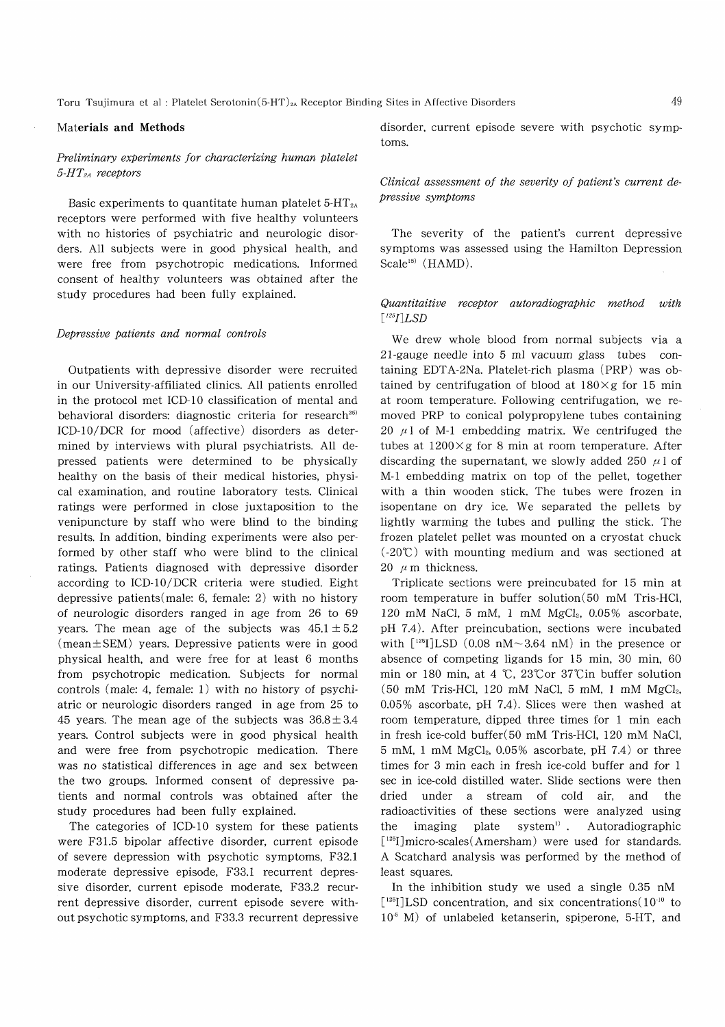## Materials and Methods

### *Preliminary experiments for characterizing human platelet 5-$HT_{2A}$ receptors*

Basic experiments to quantitate human platelet 5-$HT_{2A}$ receptors were performed with five healthy volunteers with no histories of psychiatric and neurologic disorders. All subjects were in good physical health, and were free from psychotropic medications. Informed consent of healthy volunteers was obtained after the study procedures had been fully explained.

### *Depressive patients and normal controls*

Outpatients with depressive disorder were recruited in our University-affiliated clinics. All patients enrolled in the protocol met ICD-10 classification of mental and behavioral disorders: diagnostic criteria for research[25] ICD-10/DCR for mood (affective) disorders as determined by interviews with plural psychiatrists. All depressed patients were determined to be physically healthy on the basis of their medical histories, physical examination, and routine laboratory tests. Clinical ratings were performed in close juxtaposition to the venipuncture by staff who were blind to the binding results. In addition, binding experiments were also performed by other staff who were blind to the clinical ratings. Patients diagnosed with depressive disorder according to ICD-10/DCR criteria were studied. Eight depressive patients(male: 6, female: 2) with no history of neurologic disorders ranged in age from 26 to 69 years. The mean age of the subjects was $45.1 \pm 5.2$ (mean$\pm$SEM) years. Depressive patients were in good physical health, and were free for at least 6 months from psychotropic medication. Subjects for normal controls (male: 4, female: 1) with no history of psychiatric or neurologic disorders ranged in age from 25 to 45 years. The mean age of the subjects was $36.8 \pm 3.4$ years. Control subjects were in good physical health and were free from psychotropic medication. There was no statistical differences in age and sex between the two groups. Informed consent of depressive patients and normal controls was obtained after the study procedures had been fully explained.

The categories of ICD-10 system for these patients were F31.5 bipolar affective disorder, current episode of severe depression with psychotic symptoms, F32.1 moderate depressive episode, F33.1 recurrent depressive disorder, current episode moderate, F33.2 recurrent depressive disorder, current episode severe without psychotic symptoms, and F33.3 recurrent depressive disorder, current episode severe with psychotic symptoms.

### *Clinical assessment of the severity of patient's current depressive symptoms*

The severity of the patient's current depressive symptoms was assessed using the Hamilton Depression Scale[15] (HAMD).

### *Quantitaitive receptor autoradiographic method with [$^{125}$I]LSD*

We drew whole blood from normal subjects via a 21-gauge needle into 5 ml vacuum glass tubes containing EDTA-2Na. Platelet-rich plasma (PRP) was obtained by centrifugation of blood at 180×g for 15 min at room temperature. Following centrifugation, we removed PRP to conical polypropylene tubes containing 20 $\mu$l of M-1 embedding matrix. We centrifuged the tubes at 1200×g for 8 min at room temperature. After discarding the supernatant, we slowly added 250 $\mu$l of M-1 embedding matrix on top of the pellet, together with a thin wooden stick. The tubes were frozen in isopentane on dry ice. We separated the pellets by lightly warming the tubes and pulling the stick. The frozen platelet pellet was mounted on a cryostat chuck (-20℃) with mounting medium and was sectioned at 20 $\mu$m thickness.

Triplicate sections were preincubated for 15 min at room temperature in buffer solution(50 mM Tris-HCl, 120 mM NaCl, 5 mM, 1 mM $MgCl_2$, 0.05% ascorbate, pH 7.4). After preincubation, sections were incubated with [$^{125}$I]LSD (0.08 nM~3.64 nM) in the presence or absence of competing ligands for 15 min, 30 min, 60 min or 180 min, at 4 ℃, 23℃or 37℃in buffer solution (50 mM Tris-HCl, 120 mM NaCl, 5 mM, 1 mM $MgCl_2$, 0.05% ascorbate, pH 7.4). Slices were then washed at room temperature, dipped three times for 1 min each in fresh ice-cold buffer(50 mM Tris-HCl, 120 mM NaCl, 5 mM, 1 mM $MgCl_2$, 0.05% ascorbate, pH 7.4) or three times for 3 min each in fresh ice-cold buffer and for 1 sec in ice-cold distilled water. Slide sections were then dried under a stream of cold air, and the radioactivities of these sections were analyzed using the imaging plate system[1]. Autoradiographic [$^{125}$I]micro-scales(Amersham) were used for standards. A Scatchard analysis was performed by the method of least squares.

In the inhibition study we used a single 0.35 nM [$^{125}$I]LSD concentration, and six concentrations($10^{-10}$ to $10^{-5}$ M) of unlabeled ketanserin, spiperone, 5-HT, and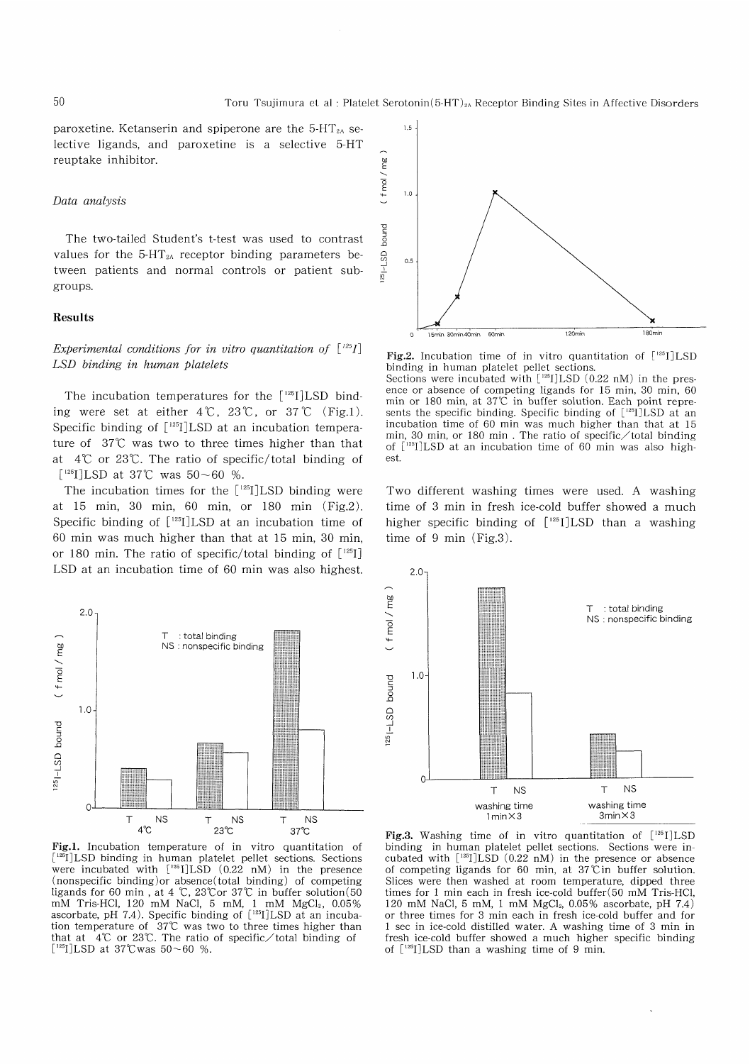paroxetine. Ketanserin and spiperone are the $5\text{-}HT_{2A}$ selective ligands, and paroxetine is a selective 5-HT reuptake inhibitor.

*Data analysis*

The two-tailed Student's t-test was used to contrast values for the $5\text{-}HT_{2A}$ receptor binding parameters between patients and normal controls or patient subgroups.

## Results

*Experimental conditions for in vitro quantitation of [$^{125}$I] LSD binding in human platelets*

The incubation temperatures for the [$^{125}$I]LSD binding were set at either 4℃, 23℃, or 37℃ (Fig.1). Specific binding of [$^{125}$I]LSD at an incubation temperature of 37℃ was two to three times higher than that at 4℃ or 23℃. The ratio of specific/total binding of [$^{125}$I]LSD at 37℃ was 50~60 %.

The incubation times for the [$^{125}$I]LSD binding were at 15 min, 30 min, 60 min, or 180 min (Fig.2). Specific binding of [$^{125}$I]LSD at an incubation time of 60 min was much higher than that at 15 min, 30 min, or 180 min. The ratio of specific/total binding of [$^{125}$I] LSD at an incubation time of 60 min was also highest.

**Fig.1.** Incubation temperature of in vitro quantitation of [$^{125}$I]LSD binding in human platelet pellet sections. Sections were incubated with [$^{125}$I]LSD (0.22 nM) in the presence (nonspecific binding) or absence (total binding) of competing ligands for 60 min, at 4 ℃, 23℃ or 37℃ in buffer solution (50 mM Tris-HCl, 120 mM NaCl, 5 mM, 1 mM $MgCl_2$, 0.05% ascorbate, pH 7.4). Specific binding of [$^{125}$I]LSD at an incubation temperature of 37℃ was two to three times higher than that at 4℃ or 23℃. The ratio of specific/total binding of [$^{125}$I]LSD at 37℃ was 50~60 %.

**Fig.2.** Incubation time of in vitro quantitation of [$^{125}$I]LSD binding in human platelet pellet sections. Sections were incubated with [$^{125}$I]LSD (0.22 nM) in the presence or absence of competing ligands for 15 min, 30 min, 60 min or 180 min, at 37℃ in buffer solution. Each point represents the specific binding. Specific binding of [$^{125}$I]LSD at an incubation time of 60 min was much higher than that at 15 min, 30 min, or 180 min. The ratio of specific/total binding of [$^{125}$I]LSD at an incubation time of 60 min was also highest.

Two different washing times were used. A washing time of 3 min in fresh ice-cold buffer showed a much higher specific binding of [$^{125}$I]LSD than a washing time of 9 min (Fig.3).

**Fig.3.** Washing time of in vitro quantitation of [$^{125}$I]LSD binding in human platelet pellet sections. Sections were incubated with [$^{125}$I]LSD (0.22 nM) in the presence or absence of competing ligands for 60 min, at 37℃ in buffer solution. Slices were then washed at room temperature, dipped three times for 1 min each in fresh ice-cold buffer (50 mM Tris-HCl, 120 mM NaCl, 5 mM, 1 mM $MgCl_2$, 0.05% ascorbate, pH 7.4) or three times for 3 min each in fresh ice-cold buffer and for 1 sec in ice-cold distilled water. A washing time of 3 min in fresh ice-cold buffer showed a much higher specific binding of [$^{125}$I]LSD than a washing time of 9 min.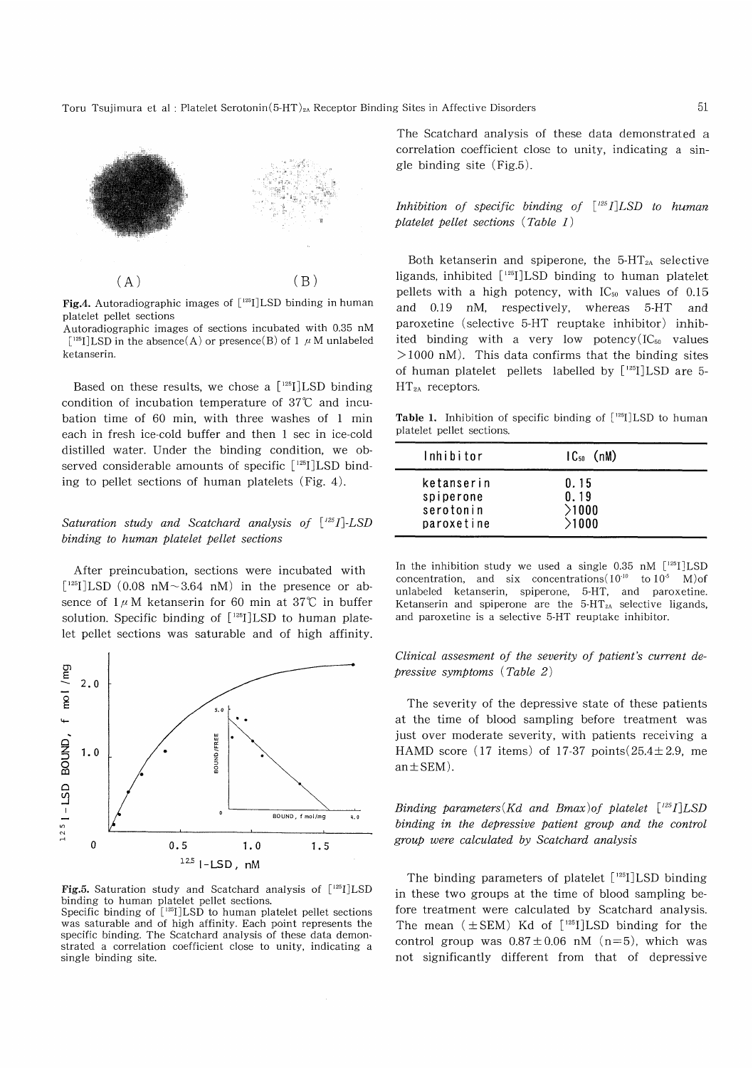(A) (B)

Fig.4. Autoradiographic images of [$^{125}$I]LSD binding in human platelet pellet sections
Autoradiographic images of sections incubated with 0.35 nM [$^{125}$I]LSD in the absence(A) or presence(B) of 1 $\mu$M unlabeled ketanserin.

Based on these results, we chose a [$^{125}$I]LSD binding condition of incubation temperature of 37℃ and incubation time of 60 min, with three washes of 1 min each in fresh ice-cold buffer and then 1 sec in ice-cold distilled water. Under the binding condition, we observed considerable amounts of specific [$^{125}$I]LSD binding to pellet sections of human platelets (Fig. 4).

*Saturation study and Scatchard analysis of [$^{125}$I]-LSD binding to human platelet pellet sections*

After preincubation, sections were incubated with [$^{125}$I]LSD (0.08 nM~3.64 nM) in the presence or absence of 1 $\mu$M ketanserin for 60 min at 37℃ in buffer solution. Specific binding of [$^{125}$I]LSD to human platelet pellet sections was saturable and of high affinity.

Fig.5. Saturation study and Scatchard analysis of [$^{125}$I]LSD binding to human platelet pellet sections.
Specific binding of [$^{125}$I]LSD to human platelet pellet sections was saturable and of high affinity. Each point represents the specific binding. The Scatchard analysis of these data demonstrated a correlation coefficient close to unity, indicating a single binding site.

The Scatchard analysis of these data demonstrated a correlation coefficient close to unity, indicating a single binding site (Fig.5).

*Inhibition of specific binding of [$^{125}$I]LSD to human platelet pellet sections (Table 1)*

Both ketanserin and spiperone, the 5-$HT_{2A}$ selective ligands, inhibited [$^{125}$I]LSD binding to human platelet pellets with a high potency, with $IC_{50}$ values of 0.15 and 0.19 nM, respectively, whereas 5-HT and paroxetine (selective 5-HT reuptake inhibitor) inhibited binding with a very low potency($IC_{50}$ values >1000 nM). This data confirms that the binding sites of human platelet pellets labelled by [$^{125}$I]LSD are 5-$HT_{2A}$ receptors.

**Table 1.** Inhibition of specific binding of [$^{125}$I]LSD to human platelet pellet sections.

| Inhibitor | $IC_{50}$ (nM) |
|---|---|
| ketanserin | 0.15 |
| spiperone | 0.19 |
| serotonin | >1000 |
| paroxetine | >1000 |

In the inhibition study we used a single 0.35 nM [$^{125}$I]LSD concentration, and six concentrations($10^{-10}$ to $10^{-5}$ M)of unlabeled ketanserin, spiperone, 5-HT, and paroxetine. Ketanserin and spiperone are the 5-$HT_{2A}$ selective ligands, and paroxetine is a selective 5-HT reuptake inhibitor.

*Clinical assesment of the severity of patient's current depressive symptoms (Table 2)*

The severity of the depressive state of these patients at the time of blood sampling before treatment was just over moderate severity, with patients receiving a HAMD score (17 items) of 17-37 points(25.4±2.9, mean±SEM).

*Binding parameters(Kd and Bmax)of platelet [$^{125}$I]LSD binding in the depressive patient group and the control group were calculated by Scatchard analysis*

The binding parameters of platelet [$^{125}$I]LSD binding in these two groups at the time of blood sampling before treatment were calculated by Scatchard analysis. The mean (±SEM) Kd of [$^{125}$I]LSD binding for the control group was 0.87±0.06 nM (n=5), which was not significantly different from that of depressive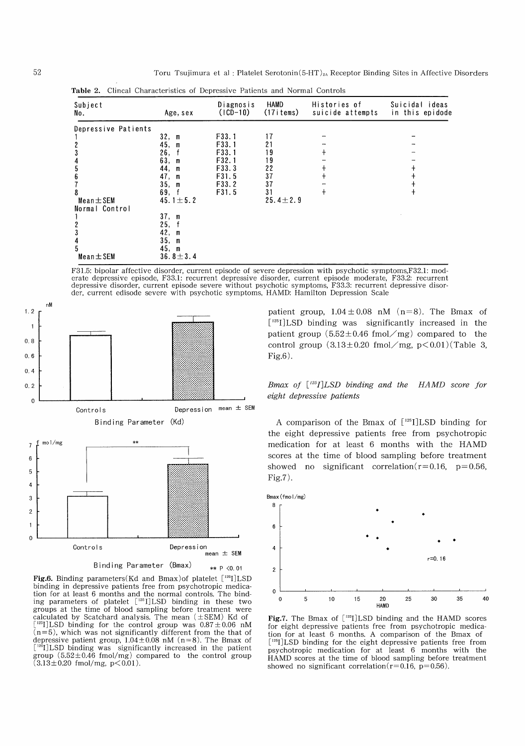**Table 2.** Clincal Characteristics of Depressive Patients and Normal Controls

| Subject No. | Age, sex | Diagnosis (ICD-10) | HAMD (17items) | Histories of suicide attempts | Suicidal ideas in this epidode |
|---|---|---|---|---|---|
| Depressive Patients | | | | | |
| 1 | 32, m | F33.1 | 17 | − | − |
| 2 | 45, m | F33.1 | 21 | − | − |
| 3 | 26, f | F33.1 | 19 | + | − |
| 4 | 63, m | F32.1 | 19 | − | − |
| 5 | 44, m | F33.3 | 22 | + | + |
| 6 | 47, m | F31.5 | 37 | + | + |
| 7 | 35, m | F33.2 | 37 | − | + |
| 8 | 69, f | F31.5 | 31 | + | + |
| Mean±SEM | 45.1±5.2 | | 25.4±2.9 | | |
| Normal Control | | | | | |
| 1 | 37, m | | | | |
| 2 | 25, f | | | | |
| 3 | 42, m | | | | |
| 4 | 35, m | | | | |
| 5 | 45, m | | | | |
| Mean±SEM | 36.8±3.4 | | | | |

F31.5: bipolar affective disorder, current episode of severe depression with psychotic symptoms,F32.1: moderate depressive episode, F33.1: recurrent depressive disorder, current episode moderate, F33.2: recurrent depressive disorder, current episode severe without psychotic symptoms, F33.3: recurrent depressive disorder, current edisode severe with psychotic symptoms, HAMD: Hamilton Depression Scale

**Fig.6.** Binding parameters(Kd and Bmax)of platelet [$^{125}$I]LSD binding in depressive patients free from psychotropic medication for at least 6 months and the normal controls. The binding parameters of platelet [$^{125}$I]LSD binding in these two groups at the time of blood sampling before treatment were calculated by Scatchard analysis. The mean (±SEM) Kd of [$^{125}$I]LSD binding for the control group was 0.87±0.06 nM (n=5), which was not significantly different from the that of depressive patient group, 1.04±0.08 nM (n=8). The Bmax of [$^{125}$I]LSD binding was significantly increased in the patient group (5.52±0.46 fmol/mg) compared to the control group (3.13±0.20 fmol/mg, $p<0.01$).

patient group, 1.04±0.08 nM (n=8). The Bmax of [$^{125}$I]LSD binding was significantly increased in the patient group (5.52±0.46 fmol/mg) compared to the control group (3.13±0.20 fmol/mg, $p<0.01$)(Table 3, Fig.6).

*Bmax of [$^{125}$I]LSD binding and the HAMD score for eight depressive patients*

A comparison of the Bmax of [$^{125}$I]LSD binding for the eight depressive patients free from psychotropic medication for at least 6 months with the HAMD scores at the time of blood sampling before treatment showed no significant correlation($r=0.16$, $p=0.56$, Fig.7).

**Fig.7.** The Bmax of [$^{125}$I]LSD binding and the HAMD scores for eight depressive patients free from psychotropic medication for at least 6 months. A comparison of the Bmax of [$^{125}$I]LSD binding for the eight depressive patients free from psychotropic medication for at least 6 months with the HAMD scores at the time of blood sampling before treatment showed no significant correlation($r=0.16$, $p=0.56$).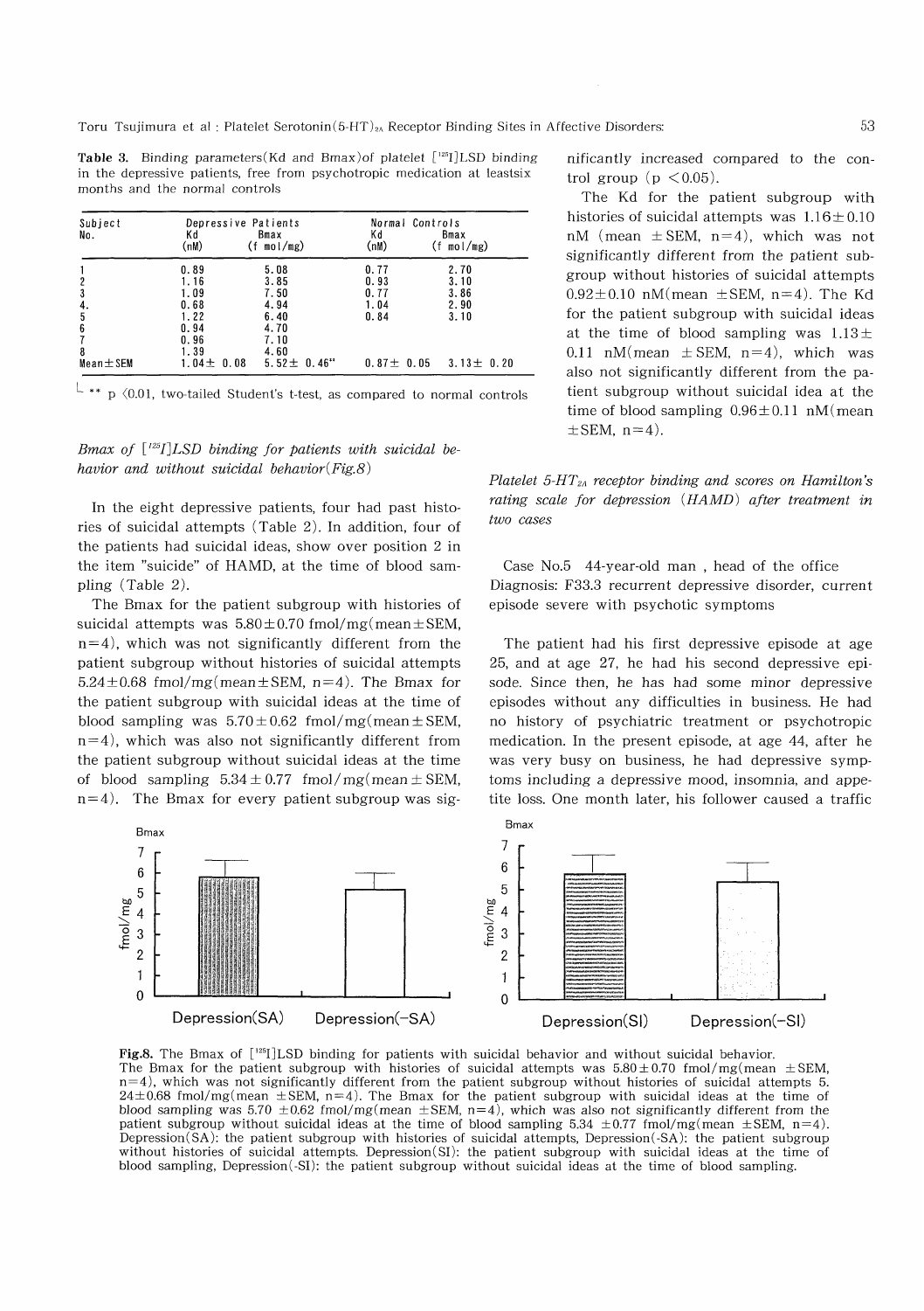**Table 3.** Binding parameters(Kd and Bmax)of platelet [$^{125}$I]LSD binding in the depressive patients, free from psychotropic medication at leastsix months and the normal controls

| Subject No. | Depressive Patients | | Normal Controls | |
|---|---|---|---|---|
| | Kd (nM) | Bmax (f mol/mg) | Kd (nM) | Bmax (f mol/mg) |
| 1 | 0.89 | 5.08 | 0.77 | 2.70 |
| 2 | 1.16 | 3.85 | 0.93 | 3.10 |
| 3 | 1.09 | 7.50 | 0.77 | 3.86 |
| 4. | 0.68 | 4.94 | 1.04 | 2.90 |
| 5 | 1.22 | 6.40 | 0.84 | 3.10 |
| 6 | 0.94 | 4.70 | | |
| 7 | 0.96 | 7.10 | | |
| 8 | 1.39 | 4.60 | | |
| Mean±SEM | 1.04± 0.08 | 5.52± 0.46** | 0.87± 0.05 | 3.13± 0.20 |

** p <0.01, two-tailed Student's t-test, as compared to normal controls

*Bmax of [$^{125}$I]LSD binding for patients with suicidal behavior and without suicidal behavior(Fig.8)*

In the eight depressive patients, four had past histories of suicidal attempts (Table 2). In addition, four of the patients had suicidal ideas, show over position 2 in the item "suicide" of HAMD, at the time of blood sampling (Table 2).

The Bmax for the patient subgroup with histories of suicidal attempts was 5.80±0.70 fmol/mg(mean±SEM, n=4), which was not significantly different from the patient subgroup without histories of suicidal attempts 5.24±0.68 fmol/mg(mean±SEM, n=4). The Bmax for the patient subgroup with suicidal ideas at the time of blood sampling was 5.70±0.62 fmol/mg(mean±SEM, n=4), which was also not significantly different from the patient subgroup without suicidal ideas at the time of blood sampling 5.34±0.77 fmol/mg(mean±SEM, n=4). The Bmax for every patient subgroup was significantly increased compared to the control group ($p < 0.05$).

The Kd for the patient subgroup with histories of suicidal attempts was 1.16±0.10 nM (mean ±SEM, n=4), which was not significantly different from the patient subgroup without histories of suicidal attempts 0.92±0.10 nM(mean ±SEM, n=4). The Kd for the patient subgroup with suicidal ideas at the time of blood sampling was 1.13±0.11 nM(mean ±SEM, n=4), which was also not significantly different from the patient subgroup without suicidal idea at the time of blood sampling 0.96±0.11 nM(mean ±SEM, n=4).

*Platelet 5-HT$_{2A}$ receptor binding and scores on Hamilton's rating scale for depression (HAMD) after treatment in two cases*

Case No.5 44-year-old man , head of the office
Diagnosis: F33.3 recurrent depressive disorder, current episode severe with psychotic symptoms

The patient had his first depressive episode at age 25, and at age 27, he had his second depressive episode. Since then, he has had some minor depressive episodes without any difficulties in business. He had no history of psychiatric treatment or psychotropic medication. In the present episode, at age 44, after he was very busy on business, he had depressive symptoms including a depressive mood, insomnia, and appetite loss. One month later, his follower caused a traffic

**Fig.8.** The Bmax of [$^{125}$I]LSD binding for patients with suicidal behavior and without suicidal behavior.
The Bmax for the patient subgroup with histories of suicidal attempts was 5.80±0.70 fmol/mg(mean ±SEM, n=4), which was not significantly different from the patient subgroup without histories of suicidal attempts 5.24±0.68 fmol/mg(mean ±SEM, n=4). The Bmax for the patient subgroup with suicidal ideas at the time of blood sampling was 5.70 ±0.62 fmol/mg(mean ±SEM, n=4), which was also not significantly different from the patient subgroup without suicidal ideas at the time of blood sampling 5.34 ±0.77 fmol/mg(mean ±SEM, n=4).
Depression(SA): the patient subgroup with histories of suicidal attempts, Depression(-SA): the patient subgroup without histories of suicidal attempts. Depression(SI): the patient subgroup with suicidal ideas at the time of blood sampling, Depression(-SI): the patient subgroup without suicidal ideas at the time of blood sampling.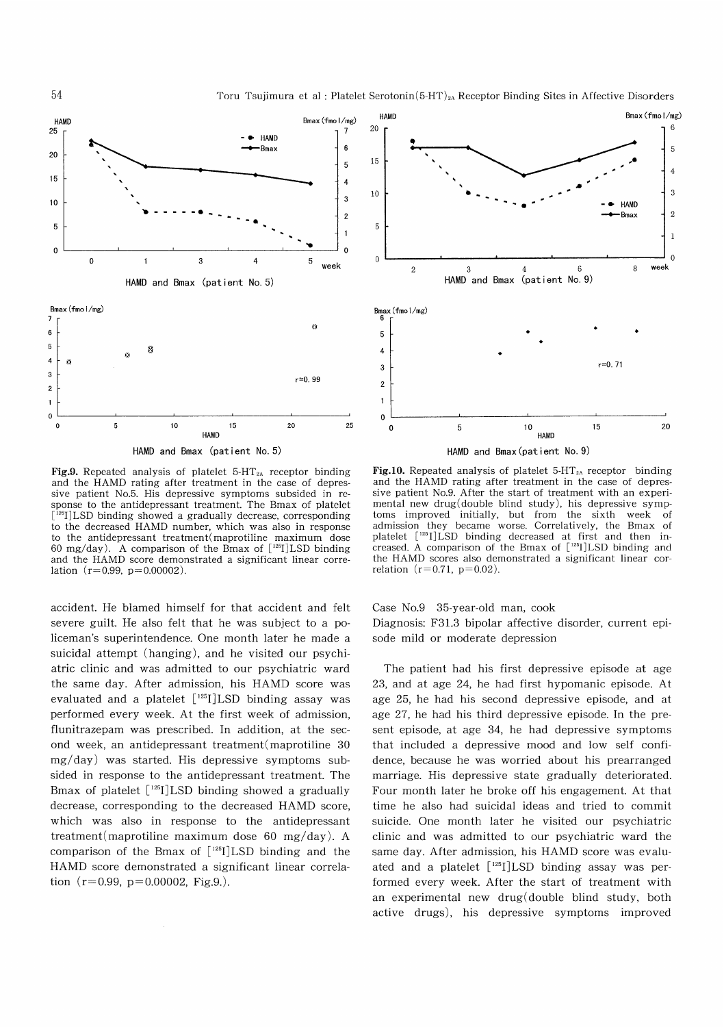Fig.9. Repeated analysis of platelet 5-HT$_{2A}$ receptor binding and the HAMD rating after treatment in the case of depressive patient No.5. His depressive symptoms subsided in response to the antidepressant treatment. The Bmax of platelet [$^{125}$I]LSD binding showed a gradually decrease, corresponding to the decreased HAMD number, which was also in response to the antidepressant treatment(maprotiline maximum dose 60 mg/day). A comparison of the Bmax of [$^{125}$I]LSD binding and the HAMD score demonstrated a significant linear correlation ($r=0.99$, $p=0.00002$).

Fig.10. Repeated analysis of platelet 5-HT$_{2A}$ receptor binding and the HAMD rating after treatment in the case of depressive patient No.9. After the start of treatment with an experimental new drug(double blind study), his depressive symptoms improved initially, but from the sixth week of admission they became worse. Correlatively, the Bmax of platelet [$^{125}$I]LSD binding decreased at first and then increased. A comparison of the Bmax of [$^{125}$I]LSD binding and the HAMD scores also demonstrated a significant linear correlation ($r=0.71$, $p=0.02$).

accident. He blamed himself for that accident and felt severe guilt. He also felt that he was subject to a policeman's superintendence. One month later he made a suicidal attempt (hanging), and he visited our psychiatric clinic and was admitted to our psychiatric ward the same day. After admission, his HAMD score was evaluated and a platelet [$^{125}$I]LSD binding assay was performed every week. At the first week of admission, flunitrazepam was prescribed. In addition, at the second week, an antidepressant treatment(maprotiline 30 mg/day) was started. His depressive symptoms subsided in response to the antidepressant treatment. The Bmax of platelet [$^{125}$I]LSD binding showed a gradually decrease, corresponding to the decreased HAMD score, which was also in response to the antidepressant treatment(maprotiline maximum dose 60 mg/day). A comparison of the Bmax of [$^{125}$I]LSD binding and the HAMD score demonstrated a significant linear correlation ($r=0.99$, $p=0.00002$, Fig.9.).

Case No.9 35-year-old man, cook

Diagnosis: F31.3 bipolar affective disorder, current episode mild or moderate depression

The patient had his first depressive episode at age 23, and at age 24, he had first hypomanic episode. At age 25, he had his second depressive episode, and at age 27, he had his third depressive episode. In the present episode, at age 34, he had depressive symptoms that included a depressive mood and low self confidence, because he was worried about his prearranged marriage. His depressive state gradually deteriorated. Four month later he broke off his engagement. At that time he also had suicidal ideas and tried to commit suicide. One month later he visited our psychiatric clinic and was admitted to our psychiatric ward the same day. After admission, his HAMD score was evaluated and a platelet [$^{125}$I]LSD binding assay was performed every week. After the start of treatment with an experimental new drug(double blind study, both active drugs), his depressive symptoms improved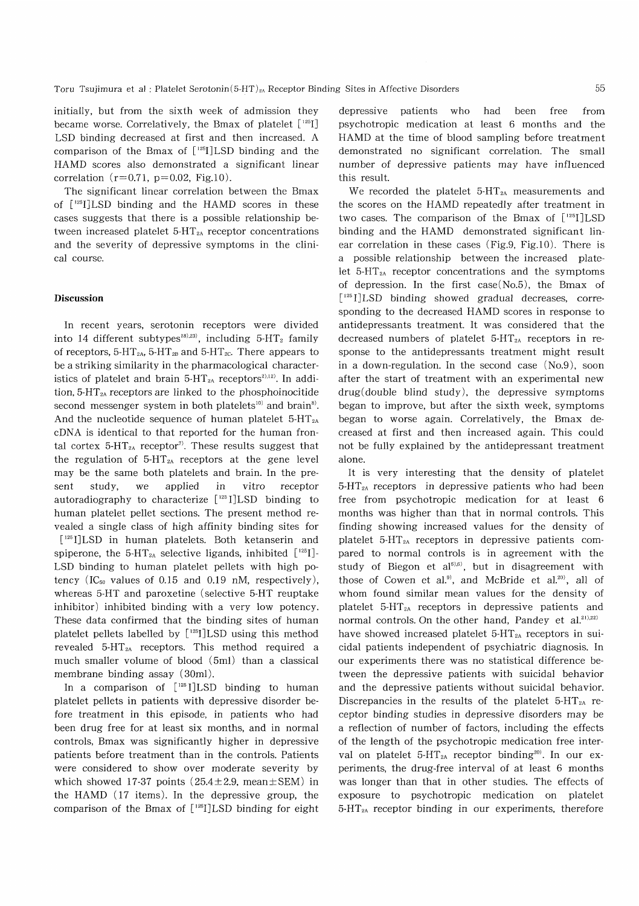initially, but from the sixth week of admission they became worse. Correlatively, the Bmax of platelet [$^{125}$I]LSD binding decreased at first and then increased. A comparison of the Bmax of [$^{125}$I]LSD binding and the HAMD scores also demonstrated a significant linear correlation ($r=0.71$, $p=0.02$, Fig.10).

The significant linear correlation between the Bmax of [$^{125}$I]LSD binding and the HAMD scores in these cases suggests that there is a possible relationship between increased platelet 5-$HT_{2A}$ receptor concentrations and the severity of depressive symptoms in the clinical course.

## Discussion

In recent years, serotonin receptors were divided into 14 different subtypes[18),23)], including 5-$HT_2$ family of receptors, 5-$HT_{2A}$, 5-$HT_{2B}$ and 5-$HT_{2C}$. There appears to be a striking similarity in the pharmacological characteristics of platelet and brain 5-$HT_{2A}$ receptors[2),12)]. In addition, 5-$HT_{2A}$ receptors are linked to the phosphoinocitide second messenger system in both platelets[10)] and brain[8)]. And the nucleotide sequence of human platelet 5-$HT_{2A}$ cDNA is identical to that reported for the human frontal cortex 5-$HT_{2A}$ receptor[7)]. These results suggest that the regulation of 5-$HT_{2A}$ receptors at the gene level may be the same both platelets and brain. In the present study, we applied in vitro receptor autoradiography to characterize [$^{125}$I]LSD binding to human platelet pellet sections. The present method revealed a single class of high affinity binding sites for [$^{125}$I]LSD in human platelets. Both ketanserin and spiperone, the 5-$HT_{2A}$ selective ligands, inhibited [$^{125}$I]-LSD binding to human platelet pellets with high potency ($IC_{50}$ values of 0.15 and 0.19 nM, respectively), whereas 5-HT and paroxetine (selective 5-HT reuptake inhibitor) inhibited binding with a very low potency. These data confirmed that the binding sites of human platelet pellets labelled by [$^{125}$I]LSD using this method revealed 5-$HT_{2A}$ receptors. This method required a much smaller volume of blood (5ml) than a classical membrane binding assay (30ml).

In a comparison of [$^{125}$I]LSD binding to human platelet pellets in patients with depressive disorder before treatment in this episode, in patients who had been drug free for at least six months, and in normal controls, Bmax was significantly higher in depressive patients before treatment than in the controls. Patients were considered to show over moderate severity by which showed 17-37 points (25.4±2.9, mean±SEM) in the HAMD (17 items). In the depressive group, the comparison of the Bmax of [$^{125}$I]LSD binding for eight depressive patients who had been free from psychotropic medication at least 6 months and the HAMD at the time of blood sampling before treatment demonstrated no significant correlation. The small number of depressive patients may have influenced this result.

We recorded the platelet 5-$HT_{2A}$ measurements and the scores on the HAMD repeatedly after treatment in two cases. The comparison of the Bmax of [$^{125}$I]LSD binding and the HAMD demonstrated significant linear correlation in these cases (Fig.9, Fig.10). There is a possible relationship between the increased platelet 5-$HT_{2A}$ receptor concentrations and the symptoms of depression. In the first case(No.5), the Bmax of [$^{125}$I]LSD binding showed gradual decreases, corresponding to the decreased HAMD scores in response to antidepressants treatment. It was considered that the decreased numbers of platelet 5-$HT_{2A}$ receptors in response to the antidepressants treatment might result in a down-regulation. In the second case (No.9), soon after the start of treatment with an experimental new drug(double blind study), the depressive symptoms began to improve, but after the sixth week, symptoms began to worse again. Correlatively, the Bmax decreased at first and then increased again. This could not be fully explained by the antidepressant treatment alone.

It is very interesting that the density of platelet 5-$HT_{2A}$ receptors in depressive patients who had been free from psychotropic medication for at least 6 months was higher than that in normal controls. This finding showing increased values for the density of platelet 5-$HT_{2A}$ receptors in depressive patients compared to normal controls is in agreement with the study of Biegon et al[5),6)], but in disagreement with those of Cowen et al.[9)], and McBride et al.[20)], all of whom found similar mean values for the density of platelet 5-$HT_{2A}$ receptors in depressive patients and normal controls. On the other hand, Pandey et al.[21),22)] have showed increased platelet 5-$HT_{2A}$ receptors in suicidal patients independent of psychiatric diagnosis. In our experiments there was no statistical difference between the depressive patients with suicidal behavior and the depressive patients without suicidal behavior. Discrepancies in the results of the platelet 5-$HT_{2A}$ receptor binding studies in depressive disorders may be a reflection of number of factors, including the effects of the length of the psychotropic medication free interval on platelet 5-$HT_{2A}$ receptor binding[20)]. In our experiments, the drug-free interval of at least 6 months was longer than that in other studies. The effects of exposure to psychotropic medication on platelet 5-$HT_{2A}$ receptor binding in our experiments, therefore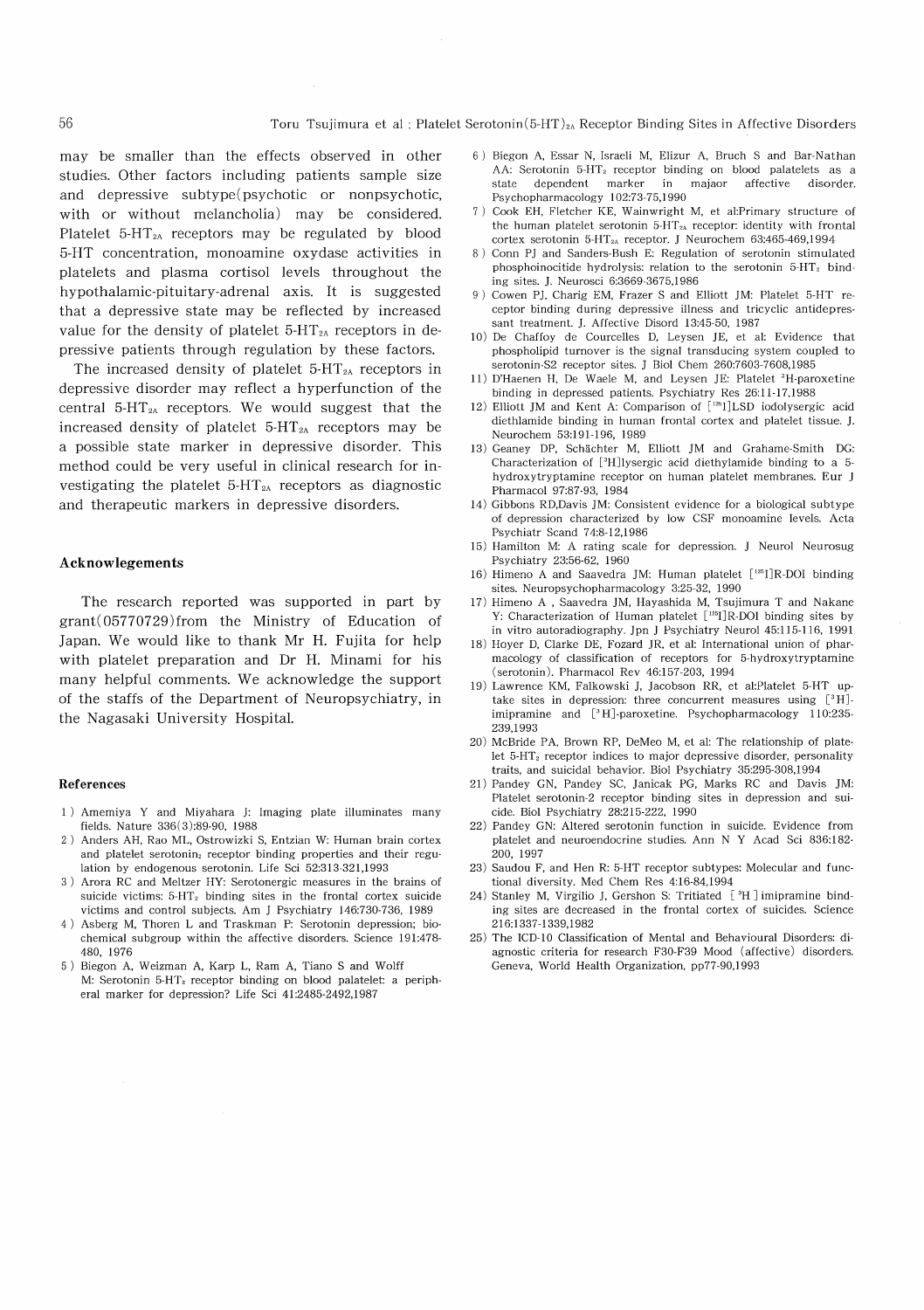may be smaller than the effects observed in other studies. Other factors including patients sample size and depressive subtype(psychotic or nonpsychotic, with or without melancholia) may be considered. Platelet 5-$HT_{2A}$ receptors may be regulated by blood 5-HT concentration, monoamine oxydase activities in platelets and plasma cortisol levels throughout the hypothalamic-pituitary-adrenal axis. It is suggested that a depressive state may be reflected by increased value for the density of platelet 5-$HT_{2A}$ receptors in depressive patients through regulation by these factors.

The increased density of platelet 5-$HT_{2A}$ receptors in depressive disorder may reflect a hyperfunction of the central 5-$HT_{2A}$ receptors. We would suggest that the increased density of platelet 5-$HT_{2A}$ receptors may be a possible state marker in depressive disorder. This method could be very useful in clinical research for investigating the platelet 5-$HT_{2A}$ receptors as diagnostic and therapeutic markers in depressive disorders.

## Acknowlegements

The research reported was supported in part by grant(05770729)from the Ministry of Education of Japan. We would like to thank Mr H. Fujita for help with platelet preparation and Dr H. Minami for his many helpful comments. We acknowledge the support of the staffs of the Department of Neuropsychiatry, in the Nagasaki University Hospital.

## References

1) Amemiya Y and Miyahara J: Imaging plate illuminates many fields. Nature 336(3):89-90, 1988
2) Anders AH, Rao ML, Ostrowizki S, Entzian W: Human brain cortex and platelet serotonin$_2$ receptor binding properties and their regulation by endogenous serotonin. Life Sci 52:313-321,1993
3) Arora RC and Meltzer HY: Serotonergic measures in the brains of suicide victims: 5-$HT_2$ binding sites in the frontal cortex suicide victims and control subjects. Am J Psychiatry 146:730-736, 1989
4) Asberg M, Thoren L and Traskman P: Serotonin depression; biochemical subgroup within the affective disorders. Science 191:478-480, 1976
5) Biegon A, Weizman A, Karp L, Ram A, Tiano S and Wolff M: Serotonin 5-$HT_2$ receptor binding on blood palatelet: a peripheral marker for depression? Life Sci 41:2485-2492,1987
6) Biegon A, Essar N, Israeli M, Elizur A, Bruch S and Bar-Nathan AA: Serotonin 5-$HT_2$ receptor binding on blood palatelets as a state dependent marker in majaor affective disorder. Psychopharmacology 102:73-75,1990
7) Cook EH, Fletcher KE, Wainwright M, et al:Primary structure of the human platelet serotonin 5-$HT_{2A}$ receptor: identity with frontal cortex serotonin 5-$HT_{2A}$ receptor. J Neurochem 63:465-469,1994
8) Conn PJ and Sanders-Bush E: Regulation of serotonin stimulated phosphoinocitide hydrolysis: relation to the serotonin 5-$HT_2$ binding sites. J. Neurosci 6:3669-3675,1986
9) Cowen PJ, Charig EM, Frazer S and Elliott JM: Platelet 5-HT receptor binding during depressive illness and tricyclic antidepressant treatment. J. Affective Disord 13:45-50, 1987
10) De Chaffoy de Courcelles D, Leysen JE, et al: Evidence that phospholipid turnover is the signal transducing system coupled to serotonin-S2 receptor sites. J Biol Chem 260:7603-7608,1985
11) D'Haenen H, De Waele M, and Leysen JE: Platelet $^3$H-paroxetine binding in depressed patients. Psychiatry Res 26:11-17,1988
12) Elliott JM and Kent A: Comparison of [$^{125}$I]LSD iodolysergic acid diethlamide binding in human frontal cortex and platelet tissue. J. Neurochem 53:191-196, 1989
13) Geaney DP, Schächter M, Elliott JM and Grahame-Smith DG: Characterization of [$^3$H]lysergic acid diethylamide binding to a 5-hydroxytryptamine receptor on human platelet membranes. Eur J Pharmacol 97:87-93, 1984
14) Gibbons RD,Davis JM: Consistent evidence for a biological subtype of depression characterized by low CSF monoamine levels. Acta Psychiatr Scand 74:8-12,1986
15) Hamilton M: A rating scale for depression. J Neurol Neurosug Psychiatry 23:56-62, 1960
16) Himeno A and Saavedra JM: Human platelet [$^{125}$I]R-DOI binding sites. Neuropsychopharmacology 3:25-32, 1990
17) Himeno A , Saavedra JM, Hayashida M, Tsujimura T and Nakane Y: Characterization of Human platelet [$^{125}$I]R-DOI binding sites by in vitro autoradiography. Jpn J Psychiatry Neurol 45:115-116, 1991
18) Hoyer D, Clarke DE, Fozard JR, et al: International union of pharmacology of classification of receptors for 5-hydroxytryptamine (serotonin). Pharmacol Rev 46:157-203, 1994
19) Lawrence KM, Falkowski J, Jacobson RR, et al:Platelet 5-HT uptake sites in depression: three concurrent measures using [$^3$H]-imipramine and [$^3$H]-paroxetine. Psychopharmacology 110:235-239,1993
20) McBride PA, Brown RP, DeMeo M, et al: The relationship of platelet 5-$HT_2$ receptor indices to major depressive disorder, personality traits, and suicidal behavior. Biol Psychiatry 35:295-308,1994
21) Pandey GN, Pandey SC, Janicak PG, Marks RC and Davis JM: Platelet serotonin-2 receptor binding sites in depression and suicide. Biol Psychiatry 28:215-222, 1990
22) Pandey GN: Altered serotonin function in suicide. Evidence from platelet and neuroendocrine studies. Ann N Y Acad Sci 836:182-200, 1997
23) Saudou F, and Hen R: 5-HT receptor subtypes: Molecular and functional diversity. Med Chem Res 4:16-84,1994
24) Stanley M, Virgilio J, Gershon S: Tritiated [$^3$H] imipramine binding sites are decreased in the frontal cortex of suicides. Science 216:1337-1339,1982
25) The ICD-10 Classification of Mental and Behavioural Disorders: diagnostic criteria for research F30-F39 Mood (affective) disorders. Geneva, World Health Organization, pp77-90,1993